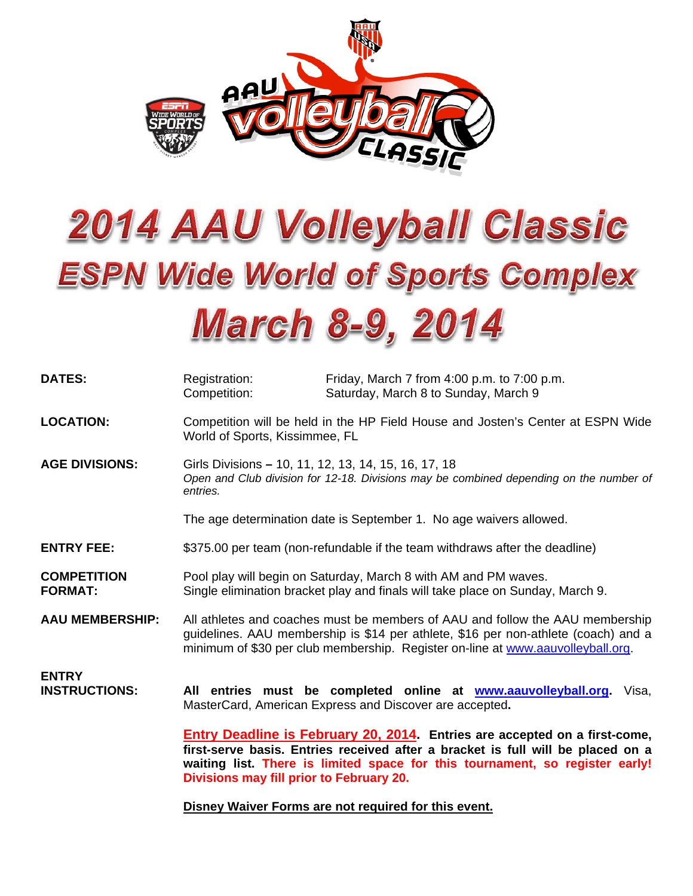# 2014 AAU Volleyball Classic

## ESPN Wide World of Sports Complex

## March 8-9, 2014

**DATES:**
Registration: Friday, March 7 from 4:00 p.m. to 7:00 p.m.
Competition: Saturday, March 8 to Sunday, March 9

**LOCATION:** Competition will be held in the HP Field House and Josten's Center at ESPN Wide World of Sports, Kissimmee, FL

**AGE DIVISIONS:** Girls Divisions – 10, 11, 12, 13, 14, 15, 16, 17, 18
*Open and Club division for 12-18. Divisions may be combined depending on the number of entries.*

The age determination date is September 1. No age waivers allowed.

**ENTRY FEE:** $375.00 per team (non-refundable if the team withdraws after the deadline)

**COMPETITION FORMAT:** Pool play will begin on Saturday, March 8 with AM and PM waves.
Single elimination bracket play and finals will take place on Sunday, March 9.

**AAU MEMBERSHIP:** All athletes and coaches must be members of AAU and follow the AAU membership guidelines. AAU membership is $14 per athlete, $16 per non-athlete (coach) and a minimum of $30 per club membership. Register on-line at www.aauvolleyball.org.

**ENTRY INSTRUCTIONS:** **All entries must be completed online at www.aauvolleyball.org.** Visa, MasterCard, American Express and Discover are accepted**.**

**Entry Deadline is February 20, 2014. Entries are accepted on a first-come, first-serve basis. Entries received after a bracket is full will be placed on a waiting list. There is limited space for this tournament, so register early! Divisions may fill prior to February 20.**

**Disney Waiver Forms are not required for this event.**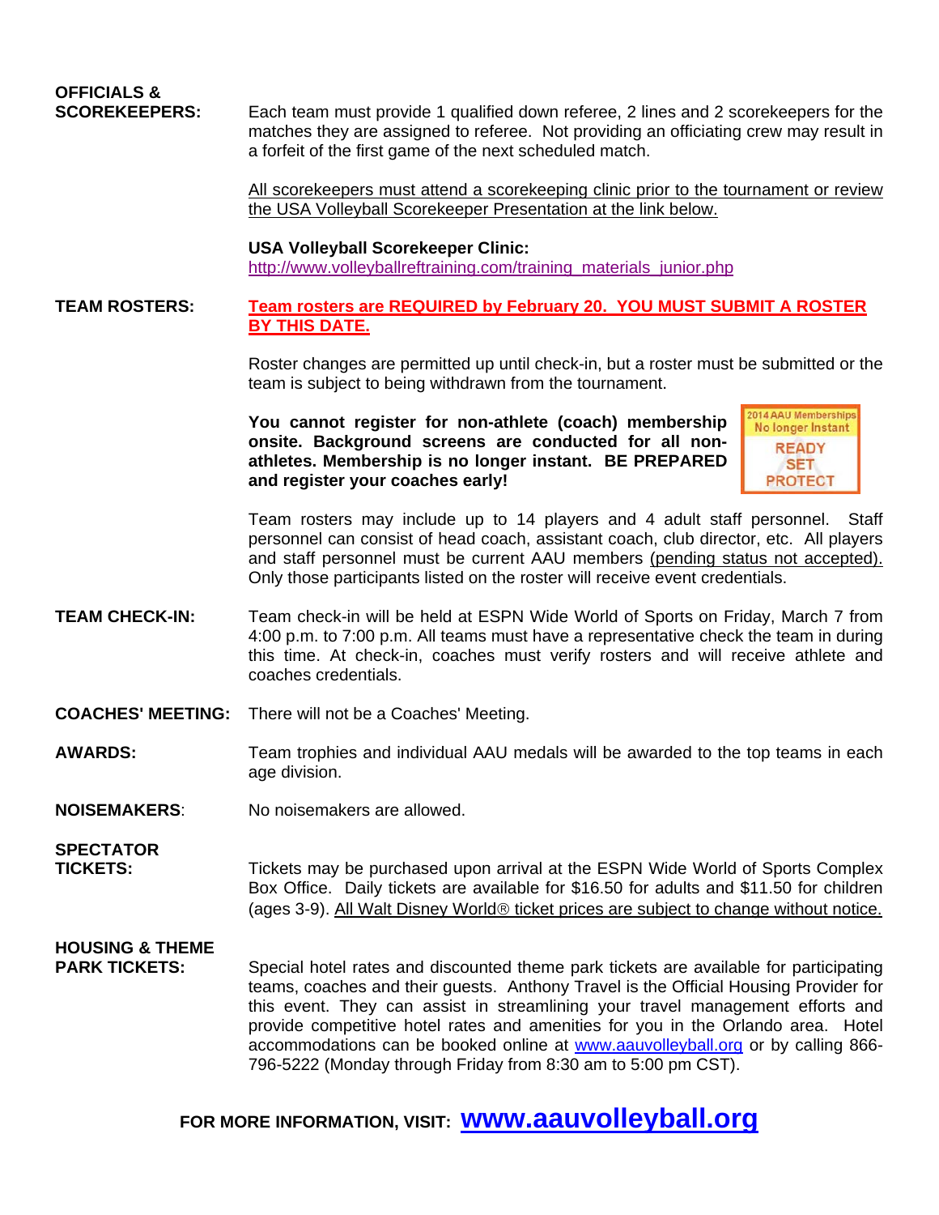**OFFICIALS & SCOREKEEPERS:**

Each team must provide 1 qualified down referee, 2 lines and 2 scorekeepers for the matches they are assigned to referee. Not providing an officiating crew may result in a forfeit of the first game of the next scheduled match.

All scorekeepers must attend a scorekeeping clinic prior to the tournament or review the USA Volleyball Scorekeeper Presentation at the link below.

**USA Volleyball Scorekeeper Clinic:**
http://www.volleyballreftraining.com/training_materials_junior.php

**TEAM ROSTERS:**

**Team rosters are REQUIRED by February 20. YOU MUST SUBMIT A ROSTER BY THIS DATE.**

Roster changes are permitted up until check-in, but a roster must be submitted or the team is subject to being withdrawn from the tournament.

**You cannot register for non-athlete (coach) membership onsite. Background screens are conducted for all non-athletes. Membership is no longer instant. BE PREPARED and register your coaches early!**

2014 AAU Memberships
No longer Instant
READY
SET
PROTECT

Team rosters may include up to 14 players and 4 adult staff personnel. Staff personnel can consist of head coach, assistant coach, club director, etc. All players and staff personnel must be current AAU members (pending status not accepted). Only those participants listed on the roster will receive event credentials.

**TEAM CHECK-IN:** Team check-in will be held at ESPN Wide World of Sports on Friday, March 7 from 4:00 p.m. to 7:00 p.m. All teams must have a representative check the team in during this time. At check-in, coaches must verify rosters and will receive athlete and coaches credentials.

**COACHES' MEETING:** There will not be a Coaches' Meeting.

**AWARDS:** Team trophies and individual AAU medals will be awarded to the top teams in each age division.

**NOISEMAKERS:** No noisemakers are allowed.

**SPECTATOR TICKETS:** Tickets may be purchased upon arrival at the ESPN Wide World of Sports Complex Box Office. Daily tickets are available for $16.50 for adults and $11.50 for children (ages 3-9). All Walt Disney World® ticket prices are subject to change without notice.

**HOUSING & THEME PARK TICKETS:** Special hotel rates and discounted theme park tickets are available for participating teams, coaches and their guests. Anthony Travel is the Official Housing Provider for this event. They can assist in streamlining your travel management efforts and provide competitive hotel rates and amenities for you in the Orlando area. Hotel accommodations can be booked online at www.aauvolleyball.org or by calling 866-796-5222 (Monday through Friday from 8:30 am to 5:00 pm CST).

**FOR MORE INFORMATION, VISIT: www.aauvolleyball.org**